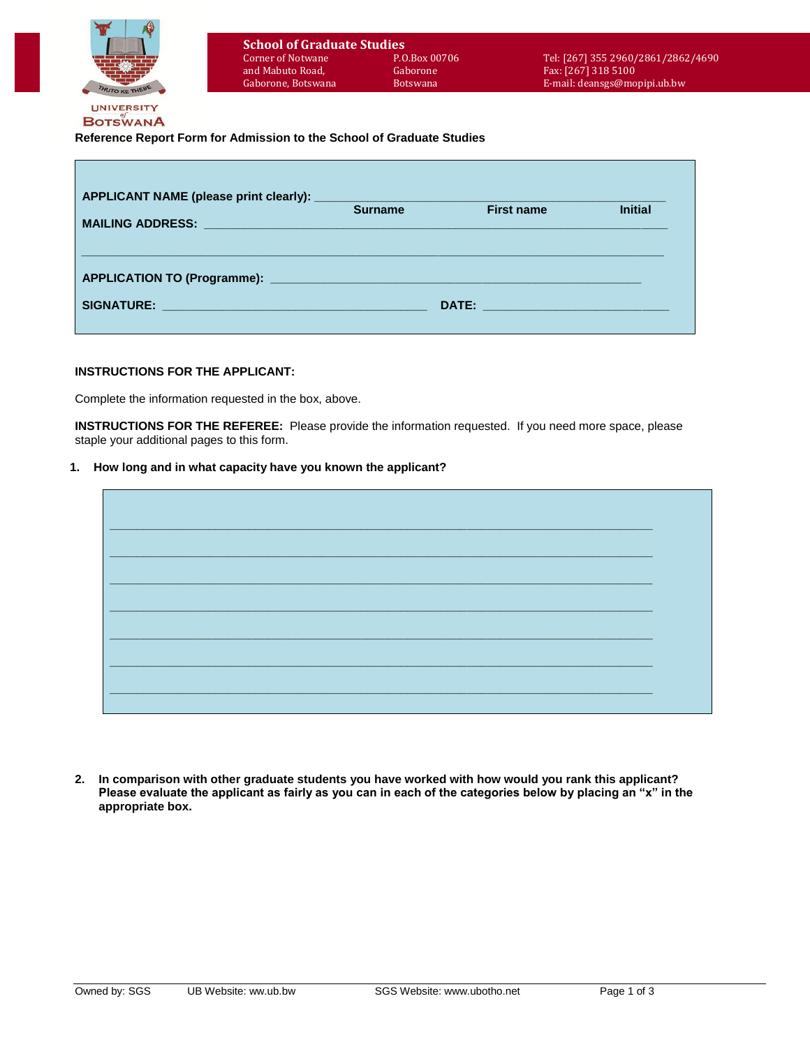UNIVERSITY of BOTSWANA

**School of Graduate Studies**
Corner of Notwane and Mabuto Road, Gaborone, Botswana
P.O.Box 00706 Gaborone Botswana
Tel: [267] 355 2960/2861/2862/4690
Fax: [267] 318 5100
E-mail: deansgs@mopipi.ub.bw

**Reference Report Form for Admission to the School of Graduate Studies**

**APPLICANT NAME (please print clearly):** ______________________________________________
**Surname** **First name** **Initial**

**MAILING ADDRESS:** ______________________________________________

______________________________________________

**APPLICATION TO (Programme):** ______________________________________________

**SIGNATURE:** ______________________________ **DATE:** ______________________

**INSTRUCTIONS FOR THE APPLICANT:**

Complete the information requested in the box, above.

**INSTRUCTIONS FOR THE REFEREE:** Please provide the information requested. If you need more space, please staple your additional pages to this form.

1. **How long and in what capacity have you known the applicant?**

______________________________________________

______________________________________________

______________________________________________

______________________________________________

______________________________________________

______________________________________________

______________________________________________

2. **In comparison with other graduate students you have worked with how would you rank this applicant? Please evaluate the applicant as fairly as you can in each of the categories below by placing an "x" in the appropriate box.**

Owned by: SGS UB Website: ww.ub.bw SGS Website: www.ubotho.net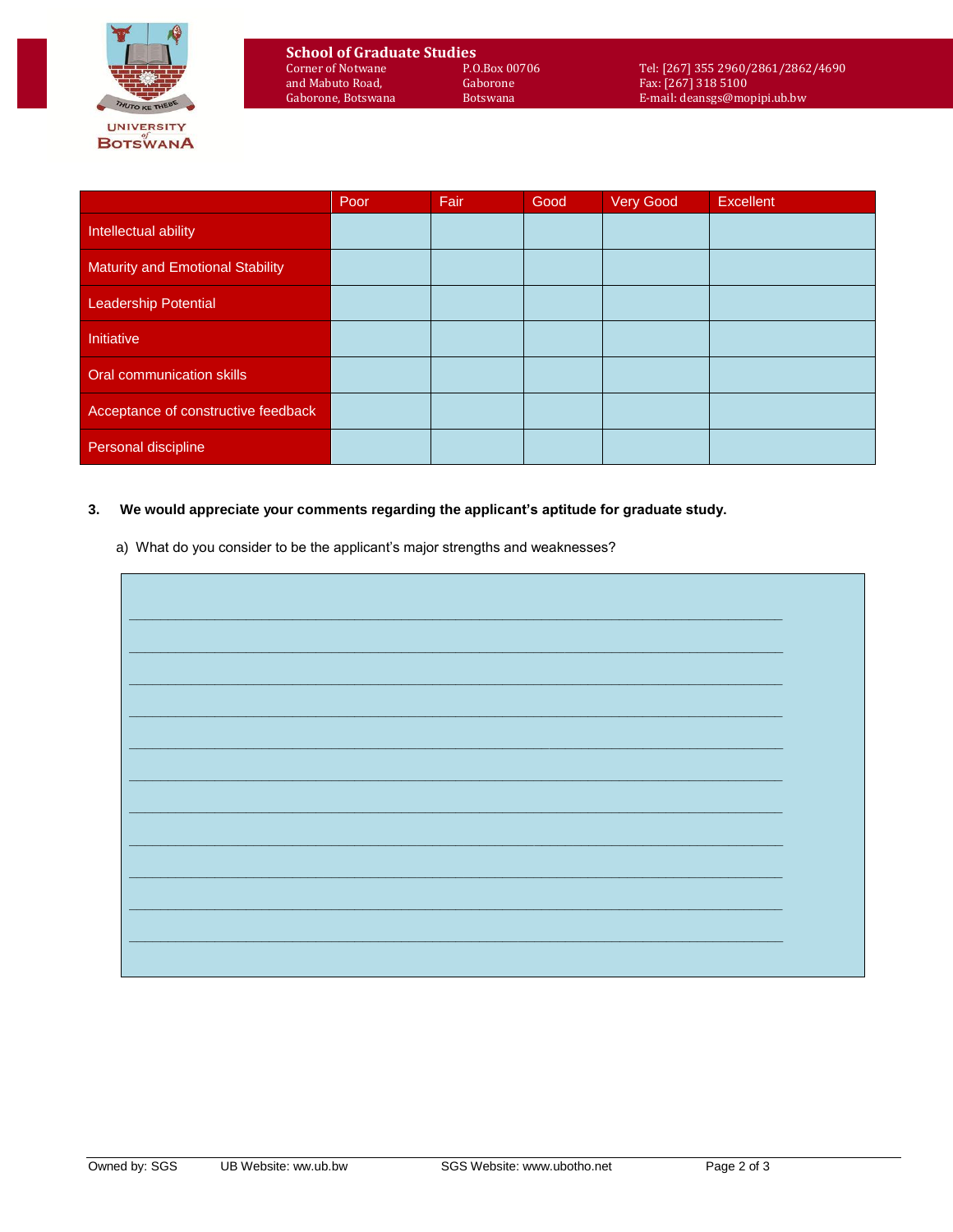**School of Graduate Studies**

Corner of Notwane and Mabuto Road, Gaborone, Botswana
P.O.Box 00706 Gaborone Botswana
Tel: [267] 355 2960/2861/2862/4690
Fax: [267] 318 5100
E-mail: deansgs@mopipi.ub.bw

| | Poor | Fair | Good | Very Good | Excellent |
|---|---|---|---|---|---|
| Intellectual ability | | | | | |
| Maturity and Emotional Stability | | | | | |
| Leadership Potential | | | | | |
| Initiative | | | | | |
| Oral communication skills | | | | | |
| Acceptance of constructive feedback | | | | | |
| Personal discipline | | | | | |

**3. We would appreciate your comments regarding the applicant's aptitude for graduate study.**

a) What do you consider to be the applicant's major strengths and weaknesses?

_______________________________________________________________________________

_______________________________________________________________________________

_______________________________________________________________________________

_______________________________________________________________________________

_______________________________________________________________________________

_______________________________________________________________________________

_______________________________________________________________________________

_______________________________________________________________________________

_______________________________________________________________________________

_______________________________________________________________________________

_______________________________________________________________________________

Owned by: SGS    UB Website: ww.ub.bw    SGS Website: www.ubotho.net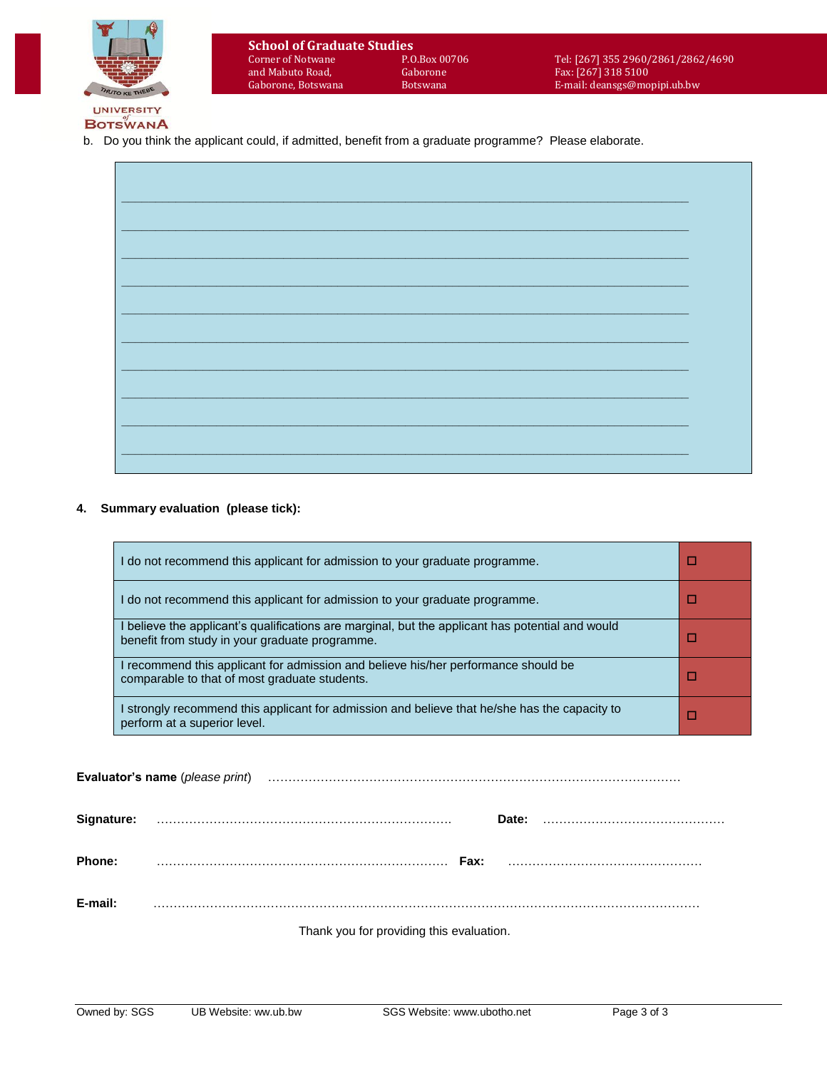b. Do you think the applicant could, if admitted, benefit from a graduate programme? Please elaborate.

______________________________________________________________________________

______________________________________________________________________________

______________________________________________________________________________

______________________________________________________________________________

______________________________________________________________________________

______________________________________________________________________________

______________________________________________________________________________

______________________________________________________________________________

______________________________________________________________________________

______________________________________________________________________________

**4. Summary evaluation (please tick):**

| | |
|---|---|
| I do not recommend this applicant for admission to your graduate programme. | ☐ |
| I do not recommend this applicant for admission to your graduate programme. | ☐ |
| I believe the applicant's qualifications are marginal, but the applicant has potential and would benefit from study in your graduate programme. | ☐ |
| I recommend this applicant for admission and believe his/her performance should be comparable to that of most graduate students. | ☐ |
| I strongly recommend this applicant for admission and believe that he/she has the capacity to perform at a superior level. | ☐ |

**Evaluator's name** (*please print*) ………………………………………………………………………………………

**Signature:** ………………………………………………………………… **Date:** ………………………………………

**Phone:** ………………………………………………………………… **Fax:** …………………………………………

**E-mail:** ……………………………………………………………………………………………………………………

Thank you for providing this evaluation.